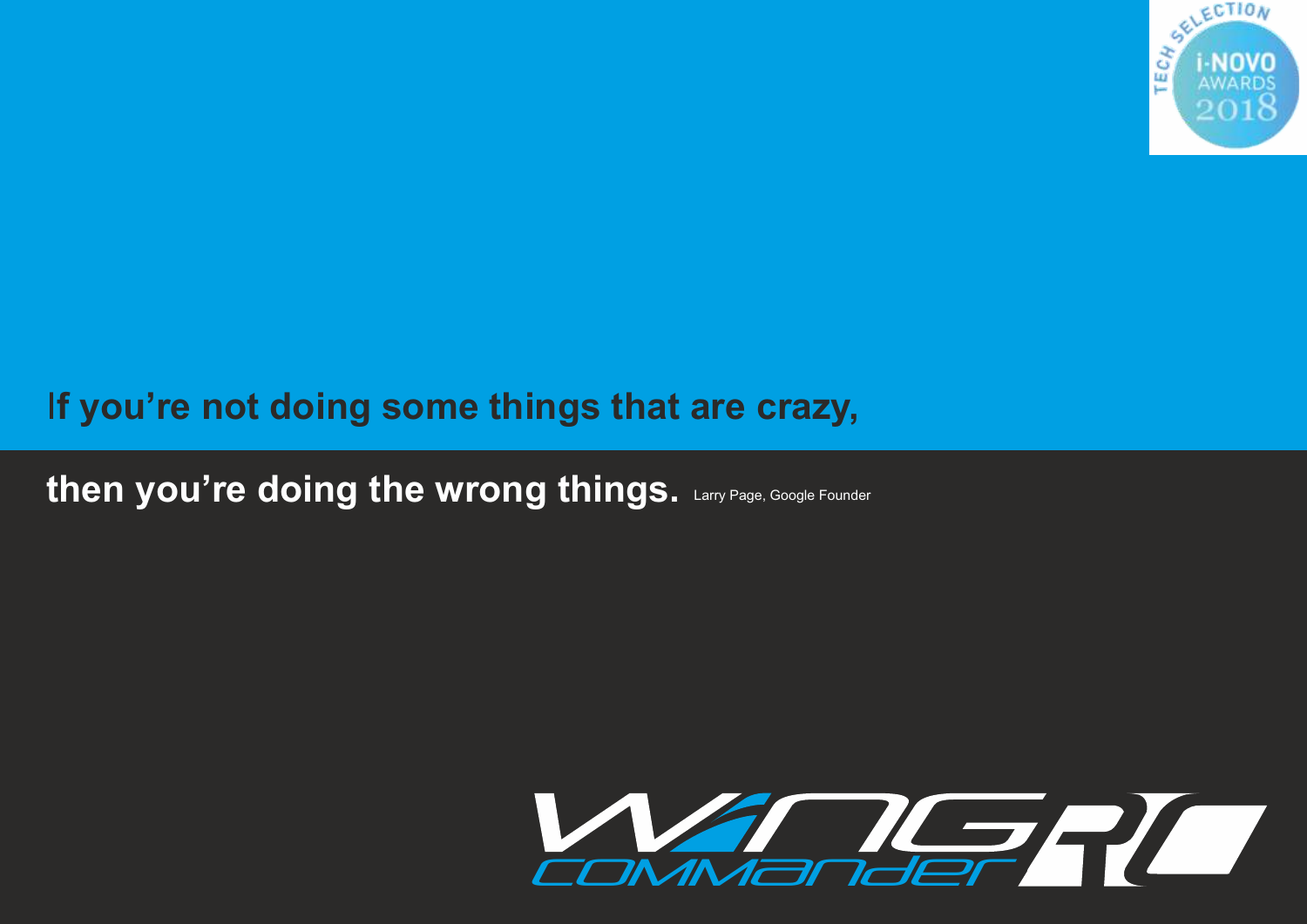**If you're not doing some things that are crazy,**

**then you're doing the wrong things.** Larry Page, Google Founder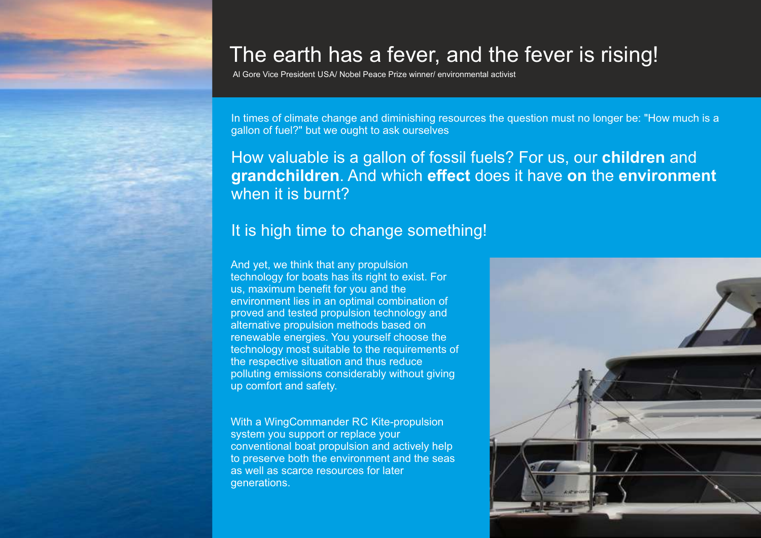# The earth has a fever, and the fever is rising!

Al Gore Vice President USA/ Nobel Peace Prize winner/ environmental activist

In times of climate change and diminishing resources the question must no longer be: "How much is a gallon of fuel?" but we ought to ask ourselves

## How valuable is a gallon of fossil fuels? For us, our **children** and **grandchildren**. And which **effect** does it have **on** the **environment** when it is burnt?

## It is high time to change something!

And yet, we think that any propulsion technology for boats has its right to exist. For us, maximum benefit for you and the environment lies in an optimal combination of proved and tested propulsion technology and alternative propulsion methods based on renewable energies. You yourself choose the technology most suitable to the requirements of the respective situation and thus reduce polluting emissions considerably without giving up comfort and safety.

With a WingCommander RC Kite-propulsion system you support or replace your conventional boat propulsion and actively help to preserve both the environment and the seas as well as scarce resources for later generations.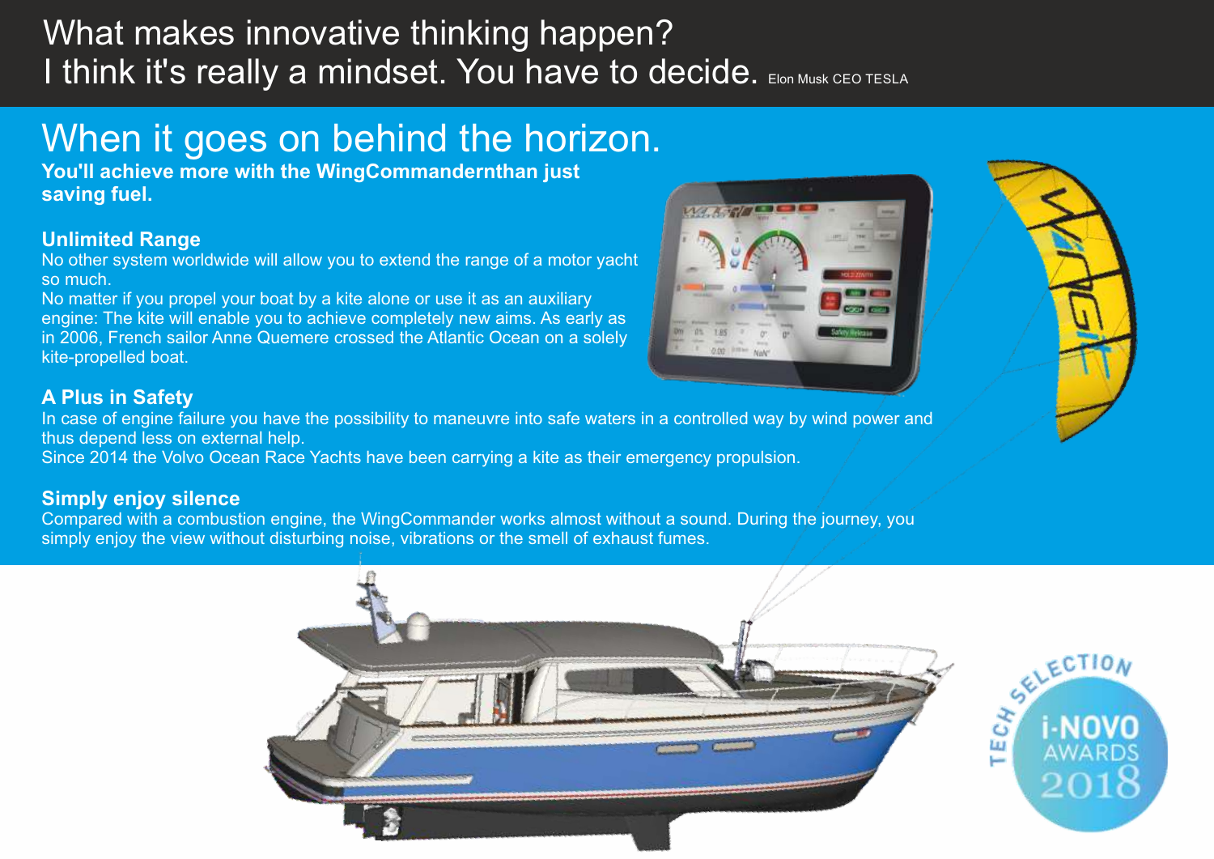What makes innovative thinking happen?
I think it's really a mindset. You have to decide. Elon Musk CEO TESLA

# When it goes on behind the horizon.

**You'll achieve more with the WingCommandernthan just saving fuel.**

### Unlimited Range

No other system worldwide will allow you to extend the range of a motor yacht so much.
No matter if you propel your boat by a kite alone or use it as an auxiliary engine: The kite will enable you to achieve completely new aims. As early as in 2006, French sailor Anne Quemere crossed the Atlantic Ocean on a solely kite-propelled boat.

### A Plus in Safety

In case of engine failure you have the possibility to maneuvre into safe waters in a controlled way by wind power and thus depend less on external help.
Since 2014 the Volvo Ocean Race Yachts have been carrying a kite as their emergency propulsion.

### Simply enjoy silence

Compared with a combustion engine, the WingCommander works almost without a sound. During the journey, you simply enjoy the view without disturbing noise, vibrations or the smell of exhaust fumes.

TECH SELECTION i-NOVO AWARDS 2018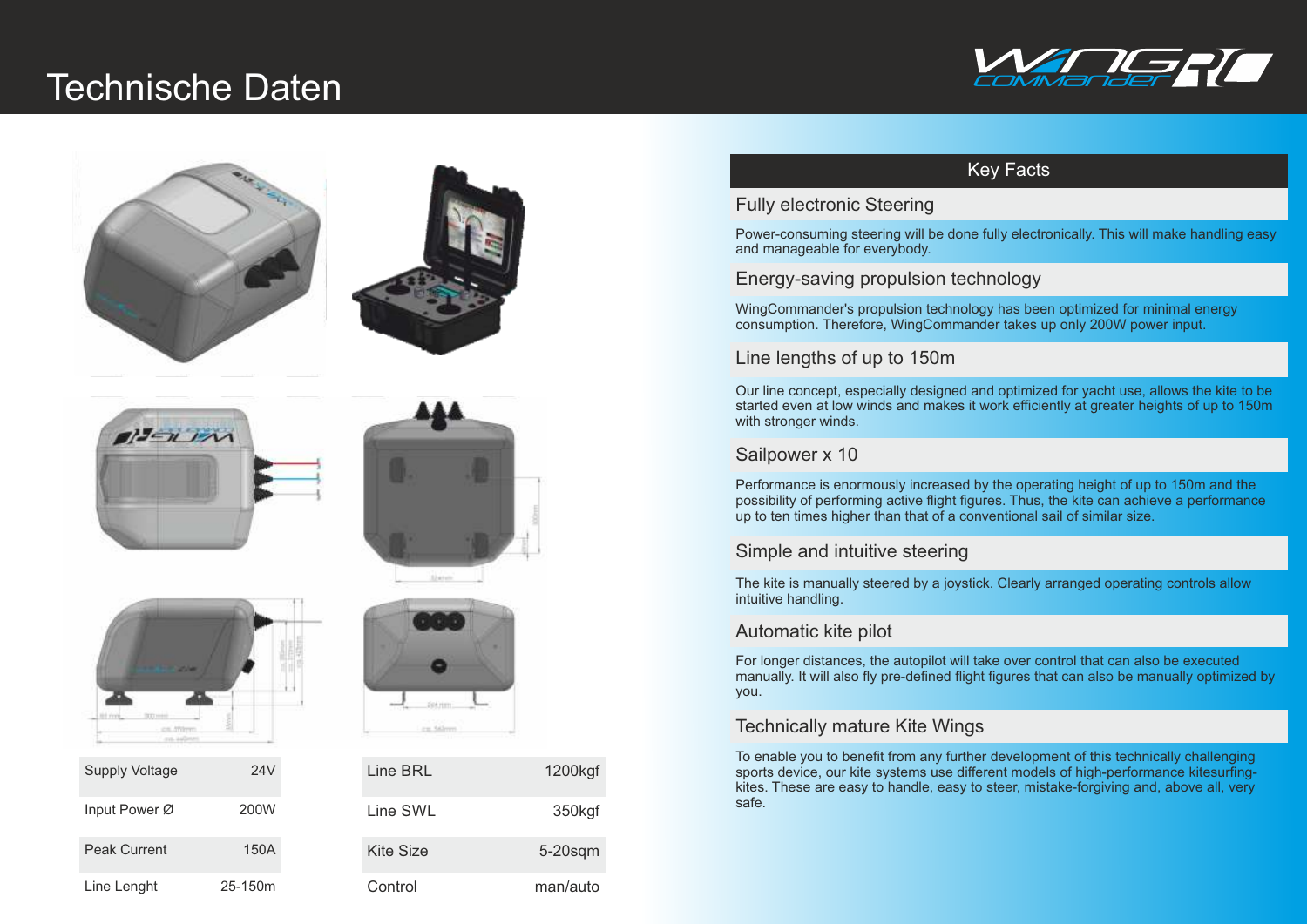# Technische Daten

| Supply Voltage | 24V |
| --- | --- |
| Input Power Ø | 200W |
| Peak Current | 150A |
| Line Lenght | 25-150m |

| Line BRL | 1200kgf |
| --- | --- |
| Line SWL | 350kgf |
| Kite Size | 5-20sqm |
| Control | man/auto |

## Key Facts

### Fully electronic Steering

Power-consuming steering will be done fully electronically. This will make handling easy and manageable for everybody.

### Energy-saving propulsion technology

WingCommander's propulsion technology has been optimized for minimal energy consumption. Therefore, WingCommander takes up only 200W power input.

### Line lengths of up to 150m

Our line concept, especially designed and optimized for yacht use, allows the kite to be started even at low winds and makes it work efficiently at greater heights of up to 150m with stronger winds.

### Sailpower x 10

Performance is enormously increased by the operating height of up to 150m and the possibility of performing active flight figures. Thus, the kite can achieve a performance up to ten times higher than that of a conventional sail of similar size.

### Simple and intuitive steering

The kite is manually steered by a joystick. Clearly arranged operating controls allow intuitive handling.

### Automatic kite pilot

For longer distances, the autopilot will take over control that can also be executed manually. It will also fly pre-defined flight figures that can also be manually optimized by you.

### Technically mature Kite Wings

To enable you to benefit from any further development of this technically challenging sports device, our kite systems use different models of high-performance kitesurfing-kites. These are easy to handle, easy to steer, mistake-forgiving and, above all, very safe.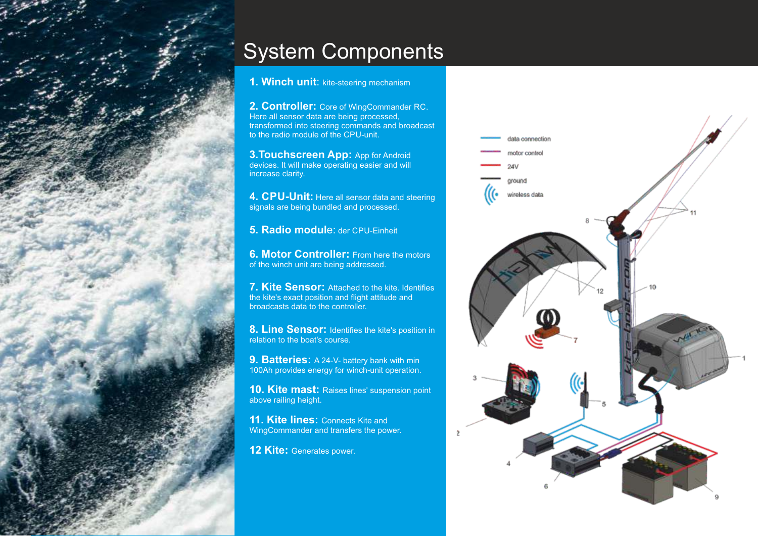# System Components

**1. Winch unit**: kite-steering mechanism

**2. Controller:** Core of WingCommander RC. Here all sensor data are being processed, transformed into steering commands and broadcast to the radio module of the CPU-unit.

**3.Touchscreen App:** App for Android devices. It will make operating easier and will increase clarity.

**4. CPU-Unit:** Here all sensor data and steering signals are being bundled and processed.

**5. Radio module**: der CPU-Einheit

**6. Motor Controller:** From here the motors of the winch unit are being addressed.

**7. Kite Sensor:** Attached to the kite. Identifies the kite's exact position and flight attitude and broadcasts data to the controller.

**8. Line Sensor:** Identifies the kite's position in relation to the boat's course.

**9. Batteries:** A 24-V- battery bank with min 100Ah provides energy for winch-unit operation.

**10. Kite mast:** Raises lines' suspension point above railing height.

**11. Kite lines:** Connects Kite and WingCommander and transfers the power.

**12 Kite:** Generates power.

data connection
motor control
24V
ground
wireless data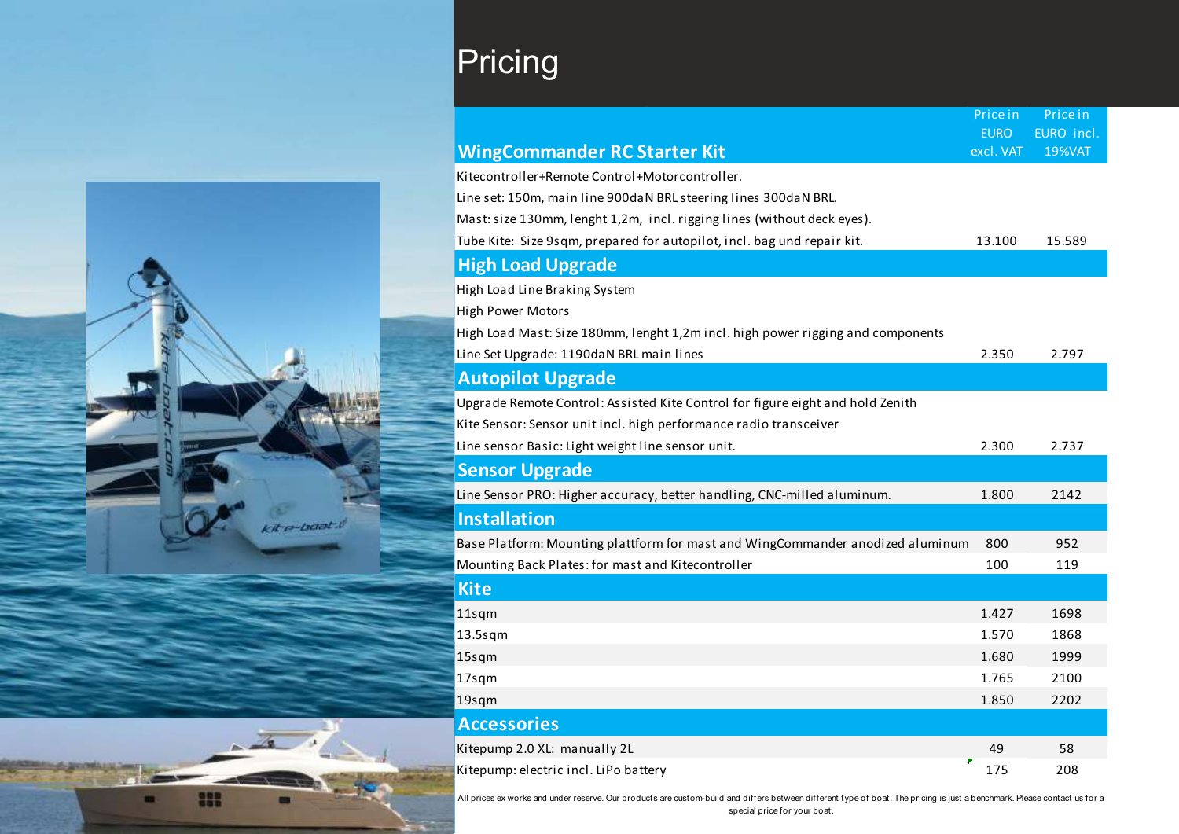# Pricing

| WingCommander RC Starter Kit | Price in EURO excl. VAT | Price in EURO incl. 19%VAT |
|---|---|---|
| Kitecontroller+Remote Control+Motorcontroller. | | |
| Line set: 150m, main line 900daN BRL steering lines 300daN BRL. | | |
| Mast: size 130mm, lenght 1,2m, incl. rigging lines (without deck eyes). | | |
| Tube Kite: Size 9sqm, prepared for autopilot, incl. bag und repair kit. | 13.100 | 15.589 |
| **High Load Upgrade** | | |
| High Load Line Braking System | | |
| High Power Motors | | |
| High Load Mast: Size 180mm, lenght 1,2m incl. high power rigging and components | | |
| Line Set Upgrade: 1190daN BRL main lines | 2.350 | 2.797 |
| **Autopilot Upgrade** | | |
| Upgrade Remote Control: Assisted Kite Control for figure eight and hold Zenith | | |
| Kite Sensor: Sensor unit incl. high performance radio transceiver | | |
| Line sensor Basic: Light weight line sensor unit. | 2.300 | 2.737 |
| **Sensor Upgrade** | | |
| Line Sensor PRO: Higher accuracy, better handling, CNC-milled aluminum. | 1.800 | 2142 |
| **Installation** | | |
| Base Platform: Mounting plattform for mast and WingCommander anodized aluminum | 800 | 952 |
| Mounting Back Plates: for mast and Kitecontroller | 100 | 119 |
| **Kite** | | |
| 11sqm | 1.427 | 1698 |
| 13.5sqm | 1.570 | 1868 |
| 15sqm | 1.680 | 1999 |
| 17sqm | 1.765 | 2100 |
| 19sqm | 1.850 | 2202 |
| **Accessories** | | |
| Kitepump 2.0 XL: manually 2L | 49 | 58 |
| Kitepump: electric incl. LiPo battery | 175 | 208 |

All prices ex works and under reserve. Our products are custom-build and differs between different type of boat. The pricing is just a benchmark. Please contact us for a special price for your boat.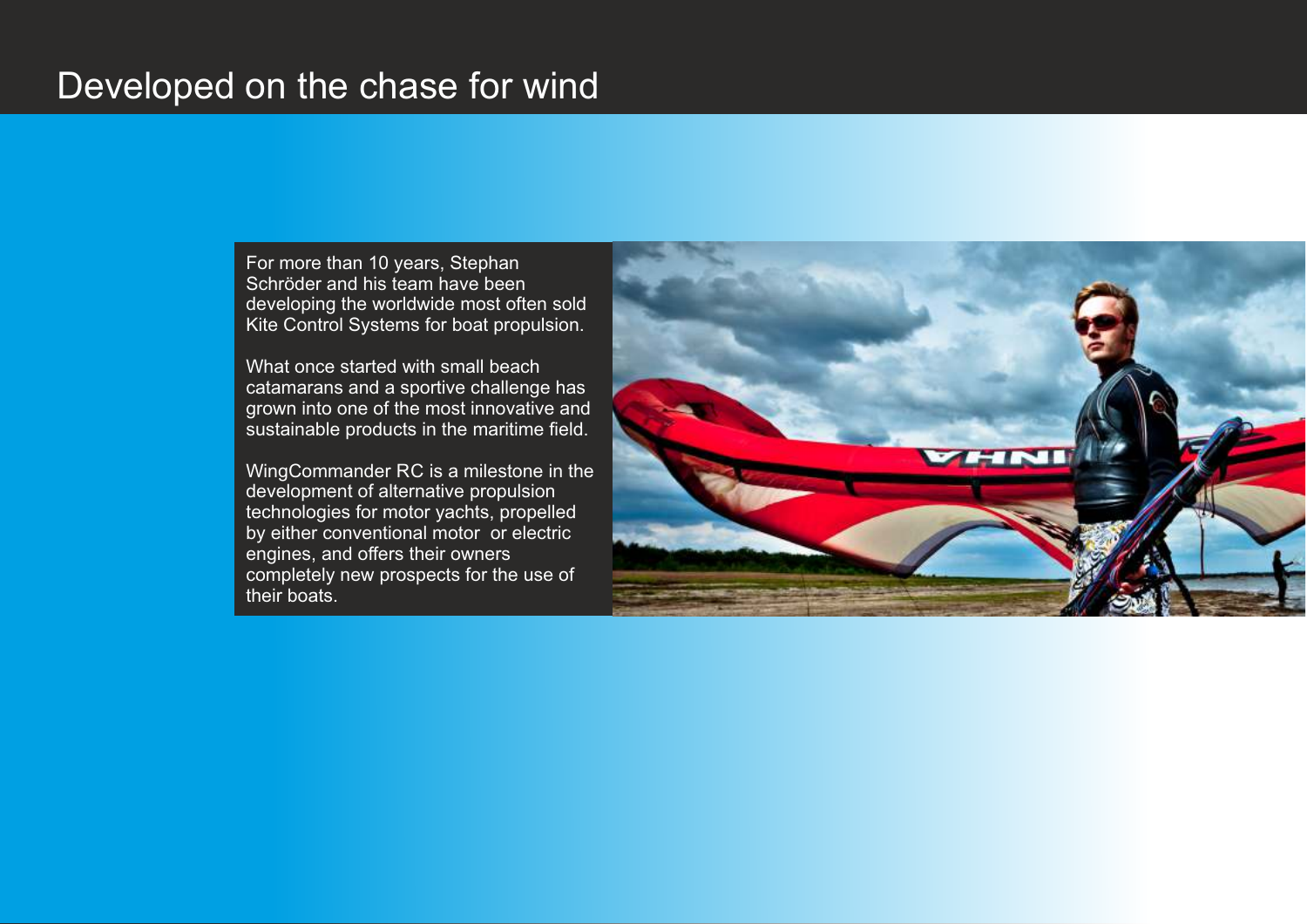# Developed on the chase for wind

For more than 10 years, Stephan Schröder and his team have been developing the worldwide most often sold Kite Control Systems for boat propulsion.

What once started with small beach catamarans and a sportive challenge has grown into one of the most innovative and sustainable products in the maritime field.

WingCommander RC is a milestone in the development of alternative propulsion technologies for motor yachts, propelled by either conventional motor or electric engines, and offers their owners completely new prospects for the use of their boats.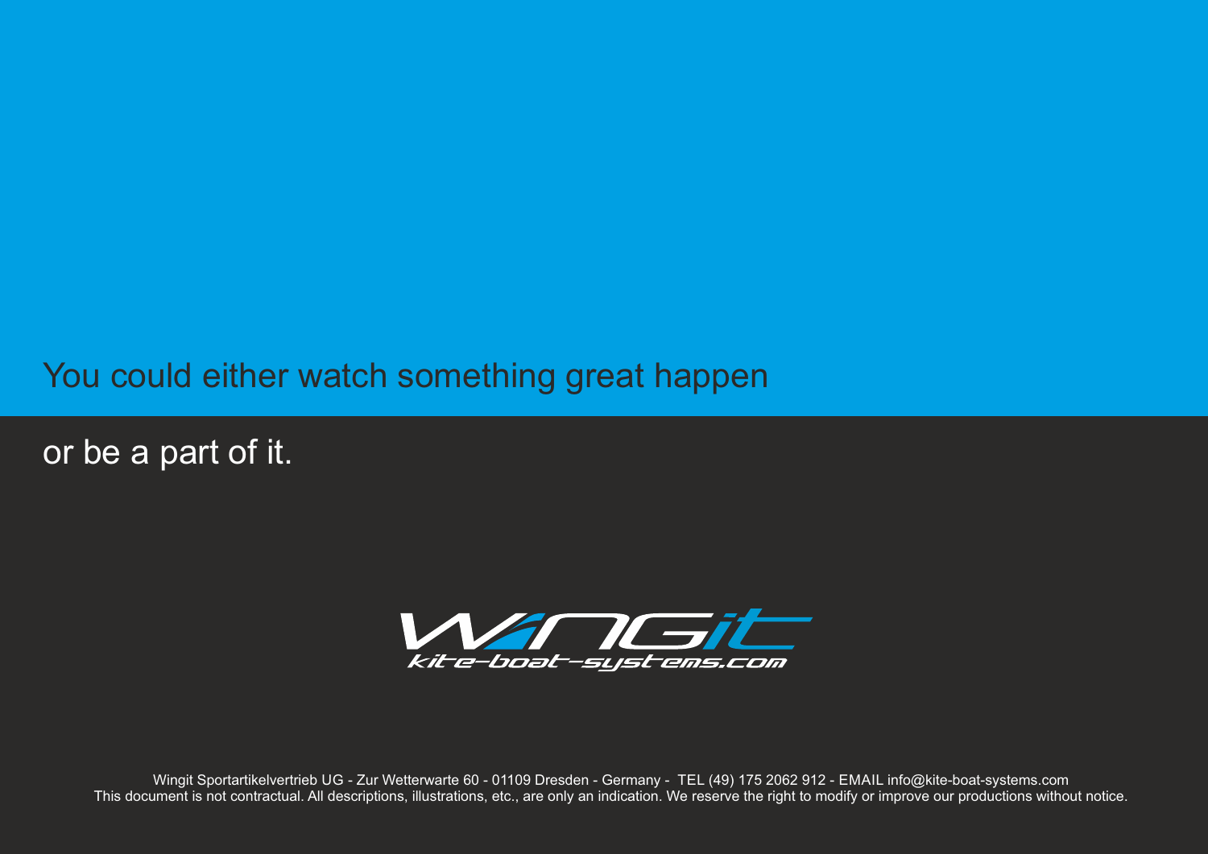You could either watch something great happen

or be a part of it.

WINGit
kite-boat-systems.com

Wingit Sportartikelvertrieb UG - Zur Wetterwarte 60 - 01109 Dresden - Germany - TEL (49) 175 2062 912 - EMAIL info@kite-boat-systems.com
This document is not contractual. All descriptions, illustrations, etc., are only an indication. We reserve the right to modify or improve our productions without notice.